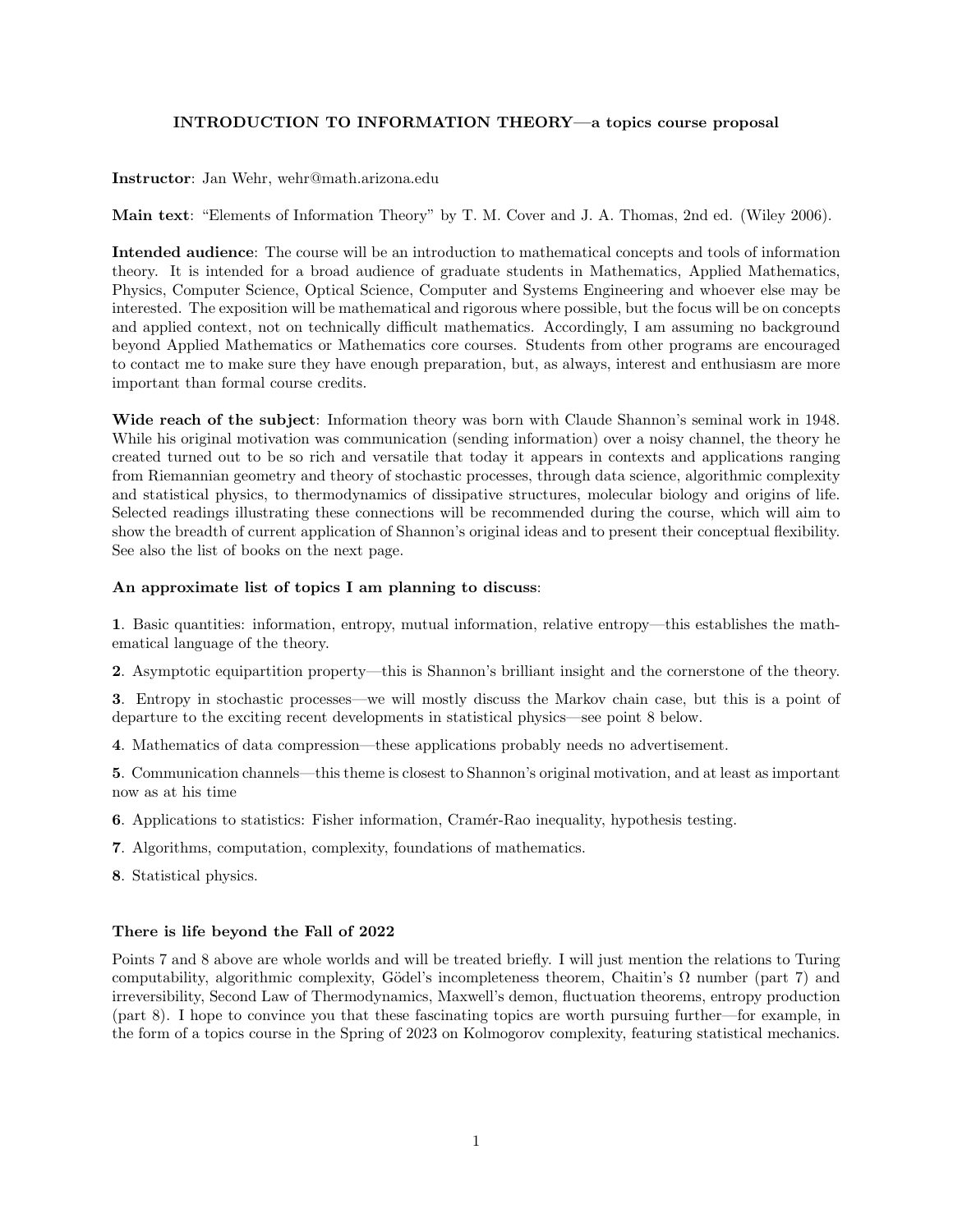# INTRODUCTION TO INFORMATION THEORY—a topics course proposal

**Instructor**: Jan Wehr, wehr@math.arizona.edu

**Main text**: "Elements of Information Theory" by T. M. Cover and J. A. Thomas, 2nd ed. (Wiley 2006).

**Intended audience**: The course will be an introduction to mathematical concepts and tools of information theory. It is intended for a broad audience of graduate students in Mathematics, Applied Mathematics, Physics, Computer Science, Optical Science, Computer and Systems Engineering and whoever else may be interested. The exposition will be mathematical and rigorous where possible, but the focus will be on concepts and applied context, not on technically difficult mathematics. Accordingly, I am assuming no background beyond Applied Mathematics or Mathematics core courses. Students from other programs are encouraged to contact me to make sure they have enough preparation, but, as always, interest and enthusiasm are more important than formal course credits.

**Wide reach of the subject**: Information theory was born with Claude Shannon's seminal work in 1948. While his original motivation was communication (sending information) over a noisy channel, the theory he created turned out to be so rich and versatile that today it appears in contexts and applications ranging from Riemannian geometry and theory of stochastic processes, through data science, algorithmic complexity and statistical physics, to thermodynamics of dissipative structures, molecular biology and origins of life. Selected readings illustrating these connections will be recommended during the course, which will aim to show the breadth of current application of Shannon's original ideas and to present their conceptual flexibility. See also the list of books on the next page.

**An approximate list of topics I am planning to discuss**:

**1**. Basic quantities: information, entropy, mutual information, relative entropy—this establishes the mathematical language of the theory.

**2**. Asymptotic equipartition property—this is Shannon's brilliant insight and the cornerstone of the theory.

**3**. Entropy in stochastic processes—we will mostly discuss the Markov chain case, but this is a point of departure to the exciting recent developments in statistical physics—see point 8 below.

**4**. Mathematics of data compression—these applications probably needs no advertisement.

**5**. Communication channels—this theme is closest to Shannon's original motivation, and at least as important now as at his time

**6**. Applications to statistics: Fisher information, Cramér-Rao inequality, hypothesis testing.

**7**. Algorithms, computation, complexity, foundations of mathematics.

**8**. Statistical physics.

**There is life beyond the Fall of 2022**

Points 7 and 8 above are whole worlds and will be treated briefly. I will just mention the relations to Turing computability, algorithmic complexity, Gödel's incompleteness theorem, Chaitin's $\Omega$ number (part 7) and irreversibility, Second Law of Thermodynamics, Maxwell's demon, fluctuation theorems, entropy production (part 8). I hope to convince you that these fascinating topics are worth pursuing further—for example, in the form of a topics course in the Spring of 2023 on Kolmogorov complexity, featuring statistical mechanics.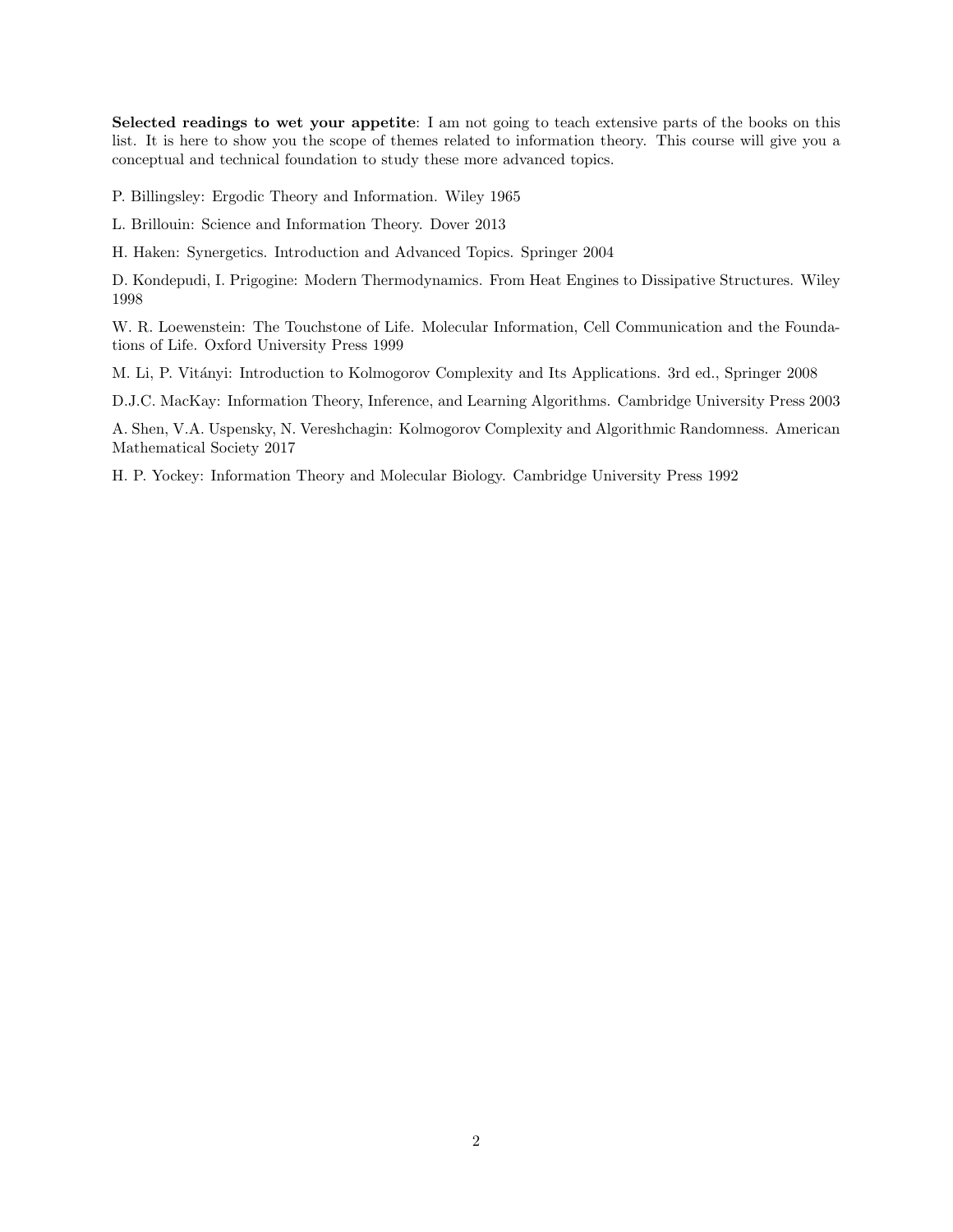**Selected readings to wet your appetite**: I am not going to teach extensive parts of the books on this list. It is here to show you the scope of themes related to information theory. This course will give you a conceptual and technical foundation to study these more advanced topics.

P. Billingsley: Ergodic Theory and Information. Wiley 1965

L. Brillouin: Science and Information Theory. Dover 2013

H. Haken: Synergetics. Introduction and Advanced Topics. Springer 2004

D. Kondepudi, I. Prigogine: Modern Thermodynamics. From Heat Engines to Dissipative Structures. Wiley 1998

W. R. Loewenstein: The Touchstone of Life. Molecular Information, Cell Communication and the Foundations of Life. Oxford University Press 1999

M. Li, P. Vitányi: Introduction to Kolmogorov Complexity and Its Applications. 3rd ed., Springer 2008

D.J.C. MacKay: Information Theory, Inference, and Learning Algorithms. Cambridge University Press 2003

A. Shen, V.A. Uspensky, N. Vereshchagin: Kolmogorov Complexity and Algorithmic Randomness. American Mathematical Society 2017

H. P. Yockey: Information Theory and Molecular Biology. Cambridge University Press 1992